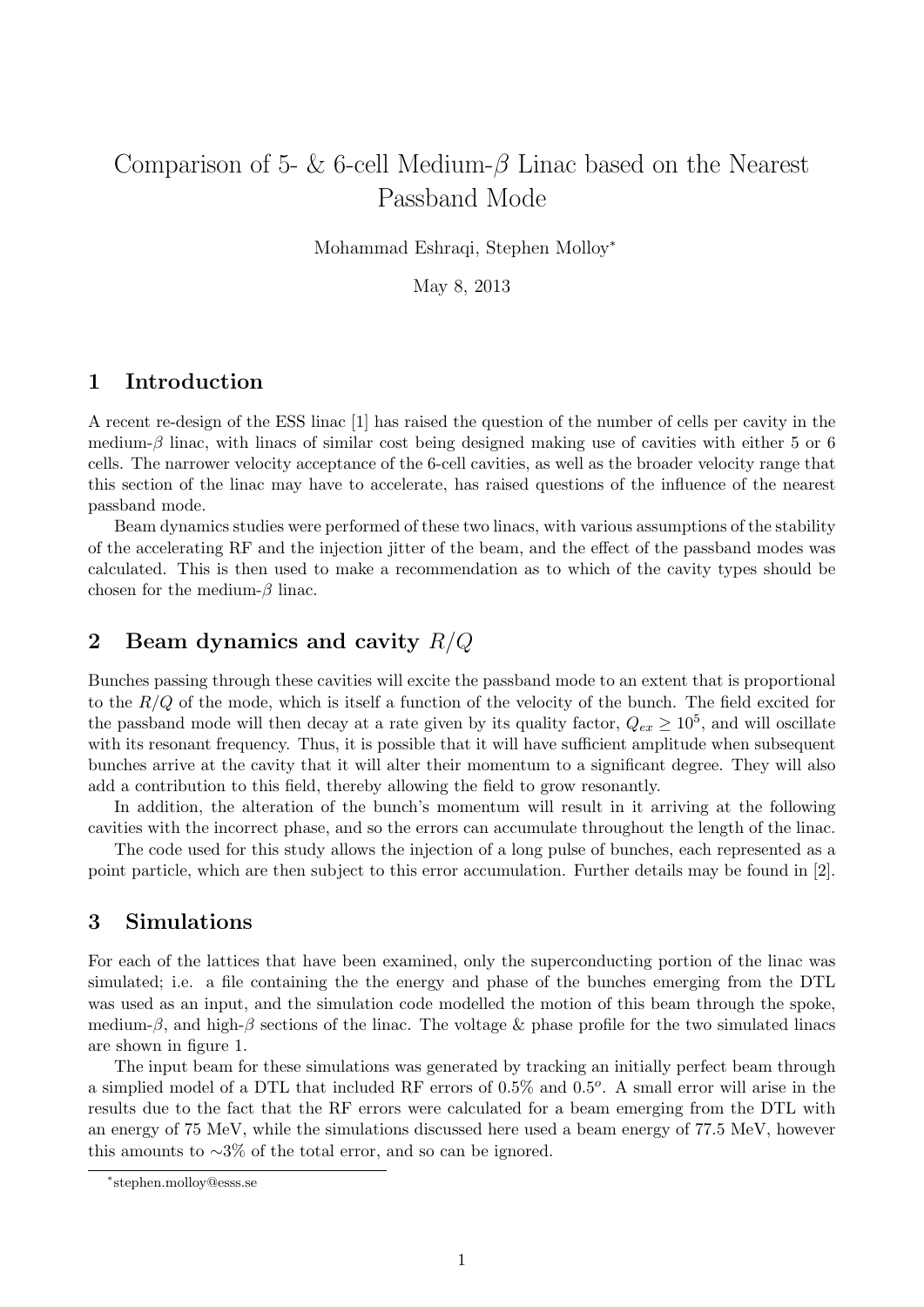# Comparison of 5- & 6-cell Medium-$\beta$ Linac based on the Nearest Passband Mode

Mohammad Eshraqi, Stephen Molloy*

May 8, 2013

## 1 Introduction

A recent re-design of the ESS linac [1] has raised the question of the number of cells per cavity in the medium-$\beta$ linac, with linacs of similar cost being designed making use of cavities with either 5 or 6 cells. The narrower velocity acceptance of the 6-cell cavities, as well as the broader velocity range that this section of the linac may have to accelerate, has raised questions of the influence of the nearest passband mode.

Beam dynamics studies were performed of these two linacs, with various assumptions of the stability of the accelerating RF and the injection jitter of the beam, and the effect of the passband modes was calculated. This is then used to make a recommendation as to which of the cavity types should be chosen for the medium-$\beta$ linac.

## 2 Beam dynamics and cavity $R/Q$

Bunches passing through these cavities will excite the passband mode to an extent that is proportional to the $R/Q$ of the mode, which is itself a function of the velocity of the bunch. The field excited for the passband mode will then decay at a rate given by its quality factor, $Q_{ex} \geq 10^5$, and will oscillate with its resonant frequency. Thus, it is possible that it will have sufficient amplitude when subsequent bunches arrive at the cavity that it will alter their momentum to a significant degree. They will also add a contribution to this field, thereby allowing the field to grow resonantly.

In addition, the alteration of the bunch's momentum will result in it arriving at the following cavities with the incorrect phase, and so the errors can accumulate throughout the length of the linac.

The code used for this study allows the injection of a long pulse of bunches, each represented as a point particle, which are then subject to this error accumulation. Further details may be found in [2].

## 3 Simulations

For each of the lattices that have been examined, only the superconducting portion of the linac was simulated; i.e. a file containing the the energy and phase of the bunches emerging from the DTL was used as an input, and the simulation code modelled the motion of this beam through the spoke, medium-$\beta$, and high-$\beta$ sections of the linac. The voltage & phase profile for the two simulated linacs are shown in figure 1.

The input beam for these simulations was generated by tracking an initially perfect beam through a simplied model of a DTL that included RF errors of 0.5% and $0.5^o$. A small error will arise in the results due to the fact that the RF errors were calculated for a beam emerging from the DTL with an energy of 75 MeV, while the simulations discussed here used a beam energy of 77.5 MeV, however this amounts to $\sim$3% of the total error, and so can be ignored.

*stephen.molloy@esss.se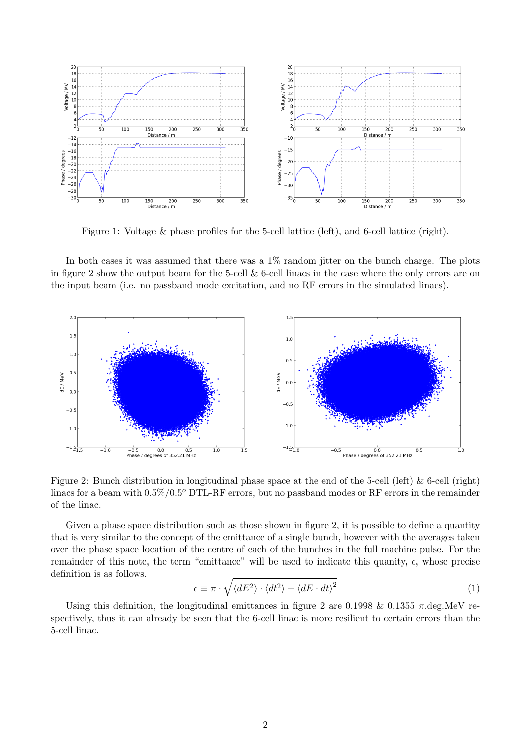Figure 1: Voltage & phase profiles for the 5-cell lattice (left), and 6-cell lattice (right).

In both cases it was assumed that there was a 1% random jitter on the bunch charge. The plots in figure 2 show the output beam for the 5-cell & 6-cell linacs in the case where the only errors are on the input beam (i.e. no passband mode excitation, and no RF errors in the simulated linacs).

Figure 2: Bunch distribution in longitudinal phase space at the end of the 5-cell (left) & 6-cell (right) linacs for a beam with $0.5\%/0.5^o$ DTL-RF errors, but no passband modes or RF errors in the remainder of the linac.

Given a phase space distribution such as those shown in figure 2, it is possible to define a quantity that is very similar to the concept of the emittance of a single bunch, however with the averages taken over the phase space location of the centre of each of the bunches in the full machine pulse. For the remainder of this note, the term "emittance" will be used to indicate this quanity, $\epsilon$, whose precise definition is as follows.

$$\epsilon \equiv \pi \cdot \sqrt{\langle dE^2 \rangle \cdot \langle dt^2 \rangle - \langle dE \cdot dt \rangle^2} \tag{1}$$

Using this definition, the longitudinal emittances in figure 2 are 0.1998 & 0.1355 $\pi$.deg.MeV respectively, thus it can already be seen that the 6-cell linac is more resilient to certain errors than the 5-cell linac.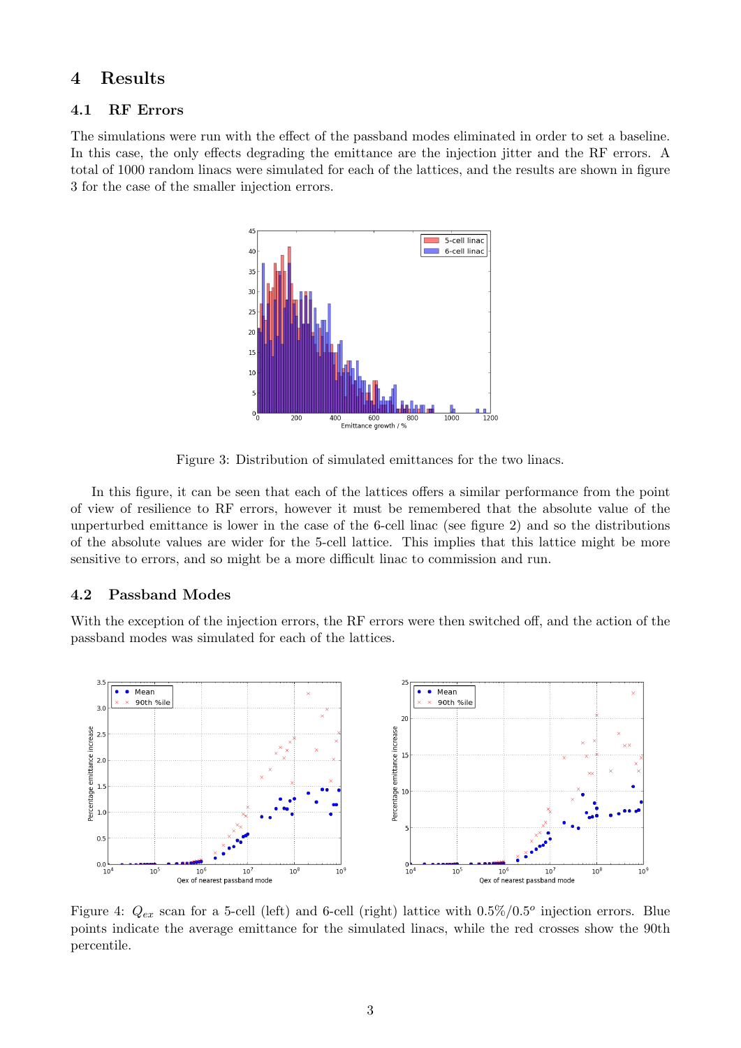## 4 Results

### 4.1 RF Errors

The simulations were run with the effect of the passband modes eliminated in order to set a baseline. In this case, the only effects degrading the emittance are the injection jitter and the RF errors. A total of 1000 random linacs were simulated for each of the lattices, and the results are shown in figure 3 for the case of the smaller injection errors.

Figure 3: Distribution of simulated emittances for the two linacs.

In this figure, it can be seen that each of the lattices offers a similar performance from the point of view of resilience to RF errors, however it must be remembered that the absolute value of the unperturbed emittance is lower in the case of the 6-cell linac (see figure 2) and so the distributions of the absolute values are wider for the 5-cell lattice. This implies that this lattice might be more sensitive to errors, and so might be a more difficult linac to commission and run.

### 4.2 Passband Modes

With the exception of the injection errors, the RF errors were then switched off, and the action of the passband modes was simulated for each of the lattices.

Figure 4: $Q_{ex}$ scan for a 5-cell (left) and 6-cell (right) lattice with $0.5\%/0.5^o$ injection errors. Blue points indicate the average emittance for the simulated linacs, while the red crosses show the 90th percentile.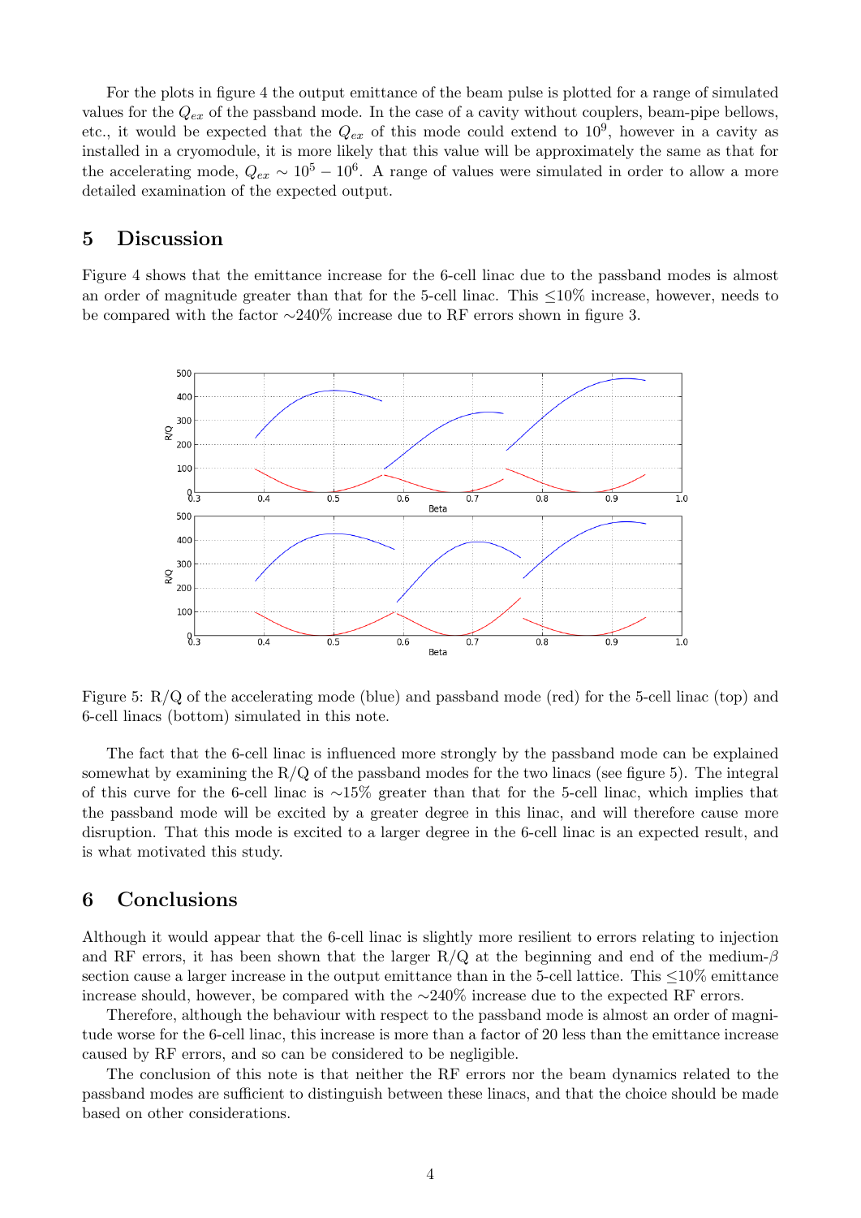For the plots in figure 4 the output emittance of the beam pulse is plotted for a range of simulated values for the $Q_{ex}$ of the passband mode. In the case of a cavity without couplers, beam-pipe bellows, etc., it would be expected that the $Q_{ex}$ of this mode could extend to $10^9$, however in a cavity as installed in a cryomodule, it is more likely that this value will be approximately the same as that for the accelerating mode, $Q_{ex} \sim 10^5 - 10^6$. A range of values were simulated in order to allow a more detailed examination of the expected output.

## 5 Discussion

Figure 4 shows that the emittance increase for the 6-cell linac due to the passband modes is almost an order of magnitude greater than that for the 5-cell linac. This ≤10% increase, however, needs to be compared with the factor ∼240% increase due to RF errors shown in figure 3.

Figure 5: R/Q of the accelerating mode (blue) and passband mode (red) for the 5-cell linac (top) and 6-cell linacs (bottom) simulated in this note.

The fact that the 6-cell linac is influenced more strongly by the passband mode can be explained somewhat by examining the R/Q of the passband modes for the two linacs (see figure 5). The integral of this curve for the 6-cell linac is ∼15% greater than that for the 5-cell linac, which implies that the passband mode will be excited by a greater degree in this linac, and will therefore cause more disruption. That this mode is excited to a larger degree in the 6-cell linac is an expected result, and is what motivated this study.

## 6 Conclusions

Although it would appear that the 6-cell linac is slightly more resilient to errors relating to injection and RF errors, it has been shown that the larger R/Q at the beginning and end of the medium-$\beta$ section cause a larger increase in the output emittance than in the 5-cell lattice. This ≤10% emittance increase should, however, be compared with the ∼240% increase due to the expected RF errors.

Therefore, although the behaviour with respect to the passband mode is almost an order of magnitude worse for the 6-cell linac, this increase is more than a factor of 20 less than the emittance increase caused by RF errors, and so can be considered to be negligible.

The conclusion of this note is that neither the RF errors nor the beam dynamics related to the passband modes are sufficient to distinguish between these linacs, and that the choice should be made based on other considerations.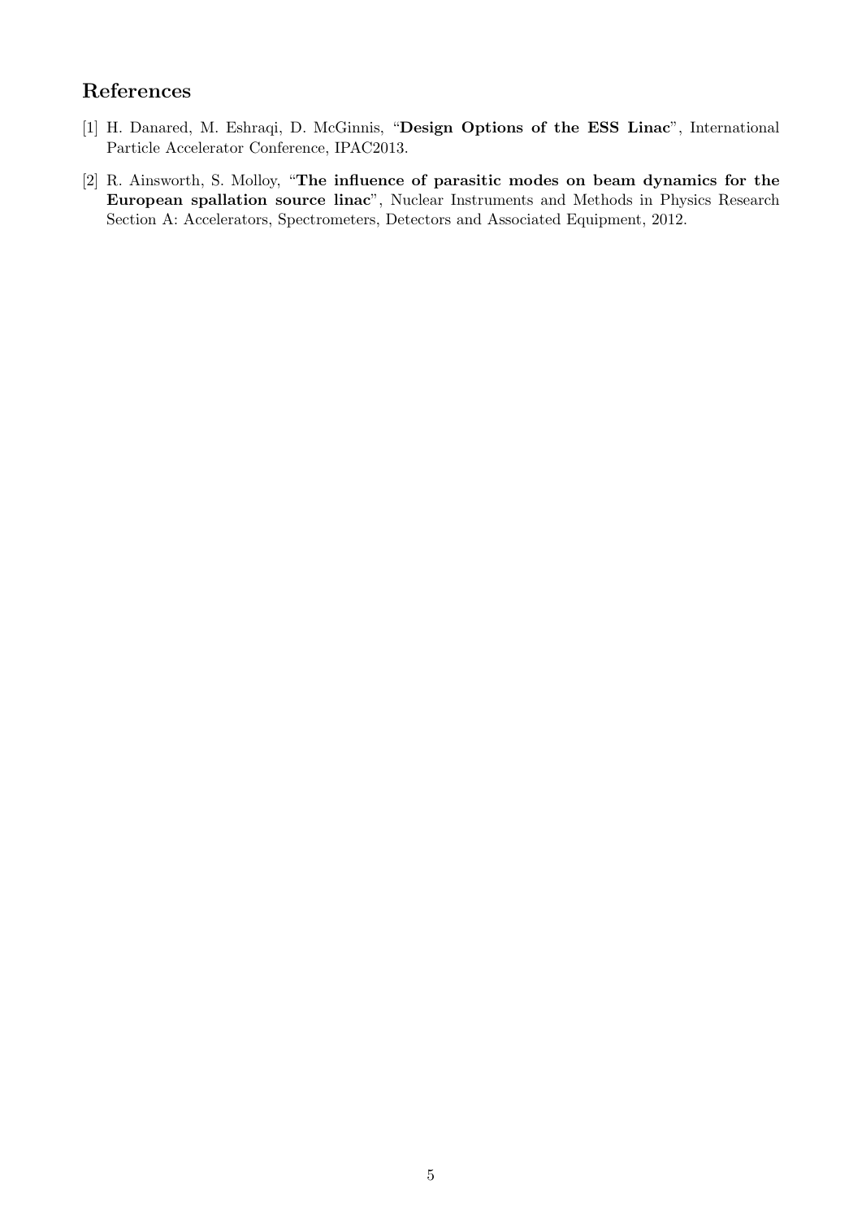## References

[1] H. Danared, M. Eshraqi, D. McGinnis, "**Design Options of the ESS Linac**", International Particle Accelerator Conference, IPAC2013.

[2] R. Ainsworth, S. Molloy, "**The influence of parasitic modes on beam dynamics for the European spallation source linac**", Nuclear Instruments and Methods in Physics Research Section A: Accelerators, Spectrometers, Detectors and Associated Equipment, 2012.